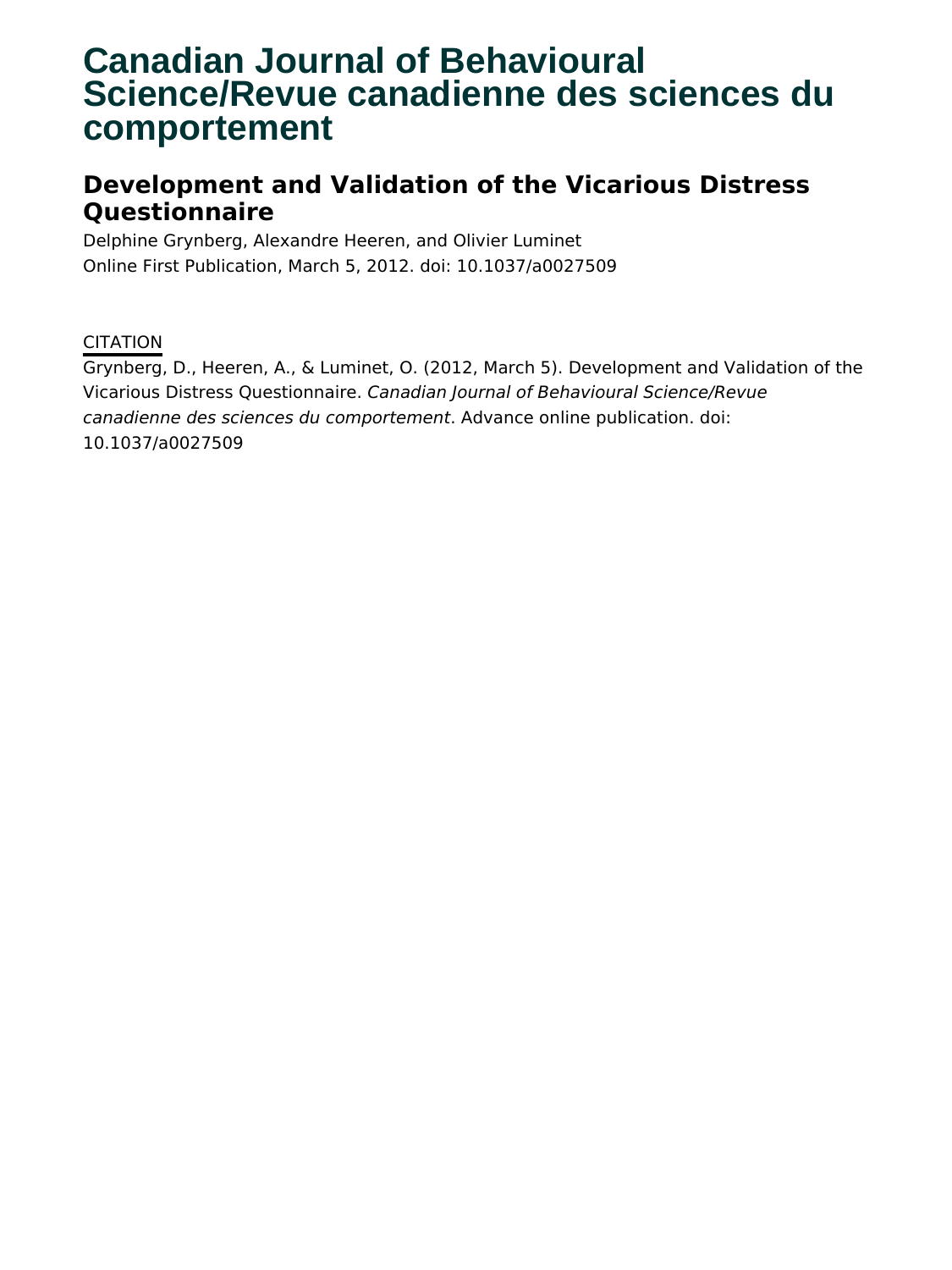# Canadian Journal of Behavioural Science/Revue canadienne des sciences du comportement

## Development and Validation of the Vicarious Distress Questionnaire

Delphine Grynberg, Alexandre Heeren, and Olivier Luminet

Online First Publication, March 5, 2012. doi: 10.1037/a0027509

CITATION

Grynberg, D., Heeren, A., & Luminet, O. (2012, March 5). Development and Validation of the Vicarious Distress Questionnaire. *Canadian Journal of Behavioural Science/Revue canadienne des sciences du comportement*. Advance online publication. doi: 10.1037/a0027509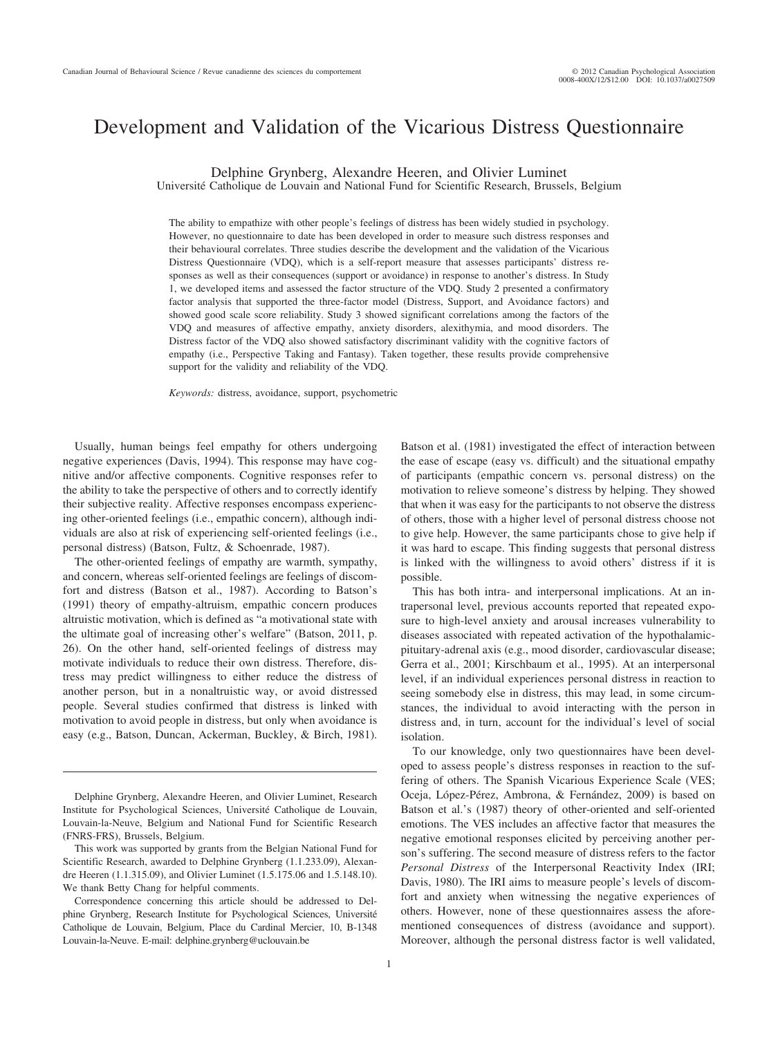Development and Validation of the Vicarious Distress Questionnaire

Delphine Grynberg, Alexandre Heeren, and Olivier Luminet
Université Catholique de Louvain and National Fund for Scientific Research, Brussels, Belgium

The ability to empathize with other people's feelings of distress has been widely studied in psychology. However, no questionnaire to date has been developed in order to measure such distress responses and their behavioural correlates. Three studies describe the development and the validation of the Vicarious Distress Questionnaire (VDQ), which is a self-report measure that assesses participants' distress responses as well as their consequences (support or avoidance) in response to another's distress. In Study 1, we developed items and assessed the factor structure of the VDQ. Study 2 presented a confirmatory factor analysis that supported the three-factor model (Distress, Support, and Avoidance factors) and showed good scale score reliability. Study 3 showed significant correlations among the factors of the VDQ and measures of affective empathy, anxiety disorders, alexithymia, and mood disorders. The Distress factor of the VDQ also showed satisfactory discriminant validity with the cognitive factors of empathy (i.e., Perspective Taking and Fantasy). Taken together, these results provide comprehensive support for the validity and reliability of the VDQ.

*Keywords:* distress, avoidance, support, psychometric

Usually, human beings feel empathy for others undergoing negative experiences (Davis, 1994). This response may have cognitive and/or affective components. Cognitive responses refer to the ability to take the perspective of others and to correctly identify their subjective reality. Affective responses encompass experiencing other-oriented feelings (i.e., empathic concern), although individuals are also at risk of experiencing self-oriented feelings (i.e., personal distress) (Batson, Fultz, & Schoenrade, 1987).

The other-oriented feelings of empathy are warmth, sympathy, and concern, whereas self-oriented feelings are feelings of discomfort and distress (Batson et al., 1987). According to Batson's (1991) theory of empathy-altruism, empathic concern produces altruistic motivation, which is defined as "a motivational state with the ultimate goal of increasing other's welfare" (Batson, 2011, p. 26). On the other hand, self-oriented feelings of distress may motivate individuals to reduce their own distress. Therefore, distress may predict willingness to either reduce the distress of another person, but in a nonaltruistic way, or avoid distressed people. Several studies confirmed that distress is linked with motivation to avoid people in distress, but only when avoidance is easy (e.g., Batson, Duncan, Ackerman, Buckley, & Birch, 1981). Batson et al. (1981) investigated the effect of interaction between the ease of escape (easy vs. difficult) and the situational empathy of participants (empathic concern vs. personal distress) on the motivation to relieve someone's distress by helping. They showed that when it was easy for the participants to not observe the distress of others, those with a higher level of personal distress choose not to give help. However, the same participants chose to give help if it was hard to escape. This finding suggests that personal distress is linked with the willingness to avoid others' distress if it is possible.

This has both intra- and interpersonal implications. At an intrapersonal level, previous accounts reported that repeated exposure to high-level anxiety and arousal increases vulnerability to diseases associated with repeated activation of the hypothalamic-pituitary-adrenal axis (e.g., mood disorder, cardiovascular disease; Gerra et al., 2001; Kirschbaum et al., 1995). At an interpersonal level, if an individual experiences personal distress in reaction to seeing somebody else in distress, this may lead, in some circumstances, the individual to avoid interacting with the person in distress and, in turn, account for the individual's level of social isolation.

To our knowledge, only two questionnaires have been developed to assess people's distress responses in reaction to the suffering of others. The Spanish Vicarious Experience Scale (VES; Oceja, López-Pérez, Ambrona, & Fernández, 2009) is based on Batson et al.'s (1987) theory of other-oriented and self-oriented emotions. The VES includes an affective factor that measures the negative emotional responses elicited by perceiving another person's suffering. The second measure of distress refers to the factor *Personal Distress* of the Interpersonal Reactivity Index (IRI; Davis, 1980). The IRI aims to measure people's levels of discomfort and anxiety when witnessing the negative experiences of others. However, none of these questionnaires assess the aforementioned consequences of distress (avoidance and support). Moreover, although the personal distress factor is well validated,

Delphine Grynberg, Alexandre Heeren, and Olivier Luminet, Research Institute for Psychological Sciences, Université Catholique de Louvain, Louvain-la-Neuve, Belgium and National Fund for Scientific Research (FNRS-FRS), Brussels, Belgium.

This work was supported by grants from the Belgian National Fund for Scientific Research, awarded to Delphine Grynberg (1.1.233.09), Alexandre Heeren (1.1.315.09), and Olivier Luminet (1.5.175.06 and 1.5.148.10). We thank Betty Chang for helpful comments.

Correspondence concerning this article should be addressed to Delphine Grynberg, Research Institute for Psychological Sciences, Université Catholique de Louvain, Belgium, Place du Cardinal Mercier, 10, B-1348 Louvain-la-Neuve. E-mail: delphine.grynberg@uclouvain.be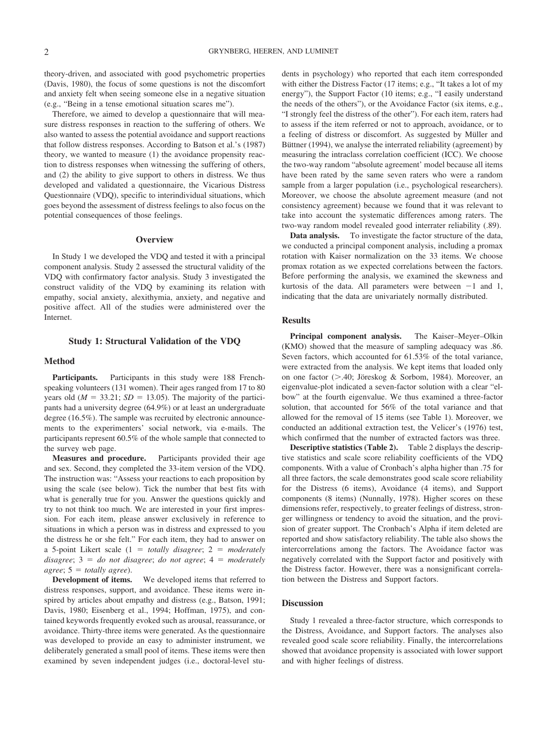theory-driven, and associated with good psychometric properties (Davis, 1980), the focus of some questions is not the discomfort and anxiety felt when seeing someone else in a negative situation (e.g., "Being in a tense emotional situation scares me").

Therefore, we aimed to develop a questionnaire that will measure distress responses in reaction to the suffering of others. We also wanted to assess the potential avoidance and support reactions that follow distress responses. According to Batson et al.'s (1987) theory, we wanted to measure (1) the avoidance propensity reaction to distress responses when witnessing the suffering of others, and (2) the ability to give support to others in distress. We thus developed and validated a questionnaire, the Vicarious Distress Questionnaire (VDQ), specific to interindividual situations, which goes beyond the assessment of distress feelings to also focus on the potential consequences of those feelings.

## Overview

In Study 1 we developed the VDQ and tested it with a principal component analysis. Study 2 assessed the structural validity of the VDQ with confirmatory factor analysis. Study 3 investigated the construct validity of the VDQ by examining its relation with empathy, social anxiety, alexithymia, anxiety, and negative and positive affect. All of the studies were administered over the Internet.

## Study 1: Structural Validation of the VDQ

### Method

**Participants.** Participants in this study were 188 French-speaking volunteers (131 women). Their ages ranged from 17 to 80 years old ($M = 33.21$; $SD = 13.05$). The majority of the participants had a university degree (64.9%) or at least an undergraduate degree (16.5%). The sample was recruited by electronic announcements to the experimenters' social network, via e-mails. The participants represent 60.5% of the whole sample that connected to the survey web page.

**Measures and procedure.** Participants provided their age and sex. Second, they completed the 33-item version of the VDQ. The instruction was: "Assess your reactions to each proposition by using the scale (see below). Tick the number that best fits with what is generally true for you. Answer the questions quickly and try to not think too much. We are interested in your first impression. For each item, please answer exclusively in reference to situations in which a person was in distress and expressed to you the distress he or she felt." For each item, they had to answer on a 5-point Likert scale (1 = *totally disagree*; 2 = *moderately disagree*; 3 = *do not disagree*; *do not agree*; 4 = *moderately agree*; 5 = *totally agree*).

**Development of items.** We developed items that referred to distress responses, support, and avoidance. These items were inspired by articles about empathy and distress (e.g., Batson, 1991; Davis, 1980; Eisenberg et al., 1994; Hoffman, 1975), and contained keywords frequently evoked such as arousal, reassurance, or avoidance. Thirty-three items were generated. As the questionnaire was developed to provide an easy to administer instrument, we deliberately generated a small pool of items. These items were then examined by seven independent judges (i.e., doctoral-level students in psychology) who reported that each item corresponded with either the Distress Factor (17 items; e.g., "It takes a lot of my energy"), the Support Factor (10 items; e.g., "I easily understand the needs of the others"), or the Avoidance Factor (six items, e.g., "I strongly feel the distress of the other"). For each item, raters had to assess if the item referred or not to approach, avoidance, or to a feeling of distress or discomfort. As suggested by Müller and Büttner (1994), we analyse the interrated reliability (agreement) by measuring the intraclass correlation coefficient (ICC). We choose the two-way random "absolute agreement' model because all items have been rated by the same seven raters who were a random sample from a larger population (i.e., psychological researchers). Moreover, we choose the absolute agreement measure (and not consistency agreement) because we found that it was relevant to take into account the systematic differences among raters. The two-way random model revealed good interrater reliability (.89).

**Data analysis.** To investigate the factor structure of the data, we conducted a principal component analysis, including a promax rotation with Kaiser normalization on the 33 items. We choose promax rotation as we expected correlations between the factors. Before performing the analysis, we examined the skewness and kurtosis of the data. All parameters were between $-1$ and 1, indicating that the data are univariately normally distributed.

### Results

**Principal component analysis.** The Kaiser–Meyer–Olkin (KMO) showed that the measure of sampling adequacy was .86. Seven factors, which accounted for 61.53% of the total variance, were extracted from the analysis. We kept items that loaded only on one factor (>.40; Jöreskog & Sorbom, 1984). Moreover, an eigenvalue-plot indicated a seven-factor solution with a clear "elbow" at the fourth eigenvalue. We thus examined a three-factor solution, that accounted for 56% of the total variance and that allowed for the removal of 15 items (see Table 1). Moreover, we conducted an additional extraction test, the Velicer's (1976) test, which confirmed that the number of extracted factors was three.

**Descriptive statistics (Table 2).** Table 2 displays the descriptive statistics and scale score reliability coefficients of the VDQ components. With a value of Cronbach's alpha higher than .75 for all three factors, the scale demonstrates good scale score reliability for the Distress (6 items), Avoidance (4 items), and Support components (8 items) (Nunnally, 1978). Higher scores on these dimensions refer, respectively, to greater feelings of distress, stronger willingness or tendency to avoid the situation, and the provision of greater support. The Cronbach's Alpha if item deleted are reported and show satisfactory reliability. The table also shows the intercorrelations among the factors. The Avoidance factor was negatively correlated with the Support factor and positively with the Distress factor. However, there was a nonsignificant correlation between the Distress and Support factors.

### Discussion

Study 1 revealed a three-factor structure, which corresponds to the Distress, Avoidance, and Support factors. The analyses also revealed good scale score reliability. Finally, the intercorrelations showed that avoidance propensity is associated with lower support and with higher feelings of distress.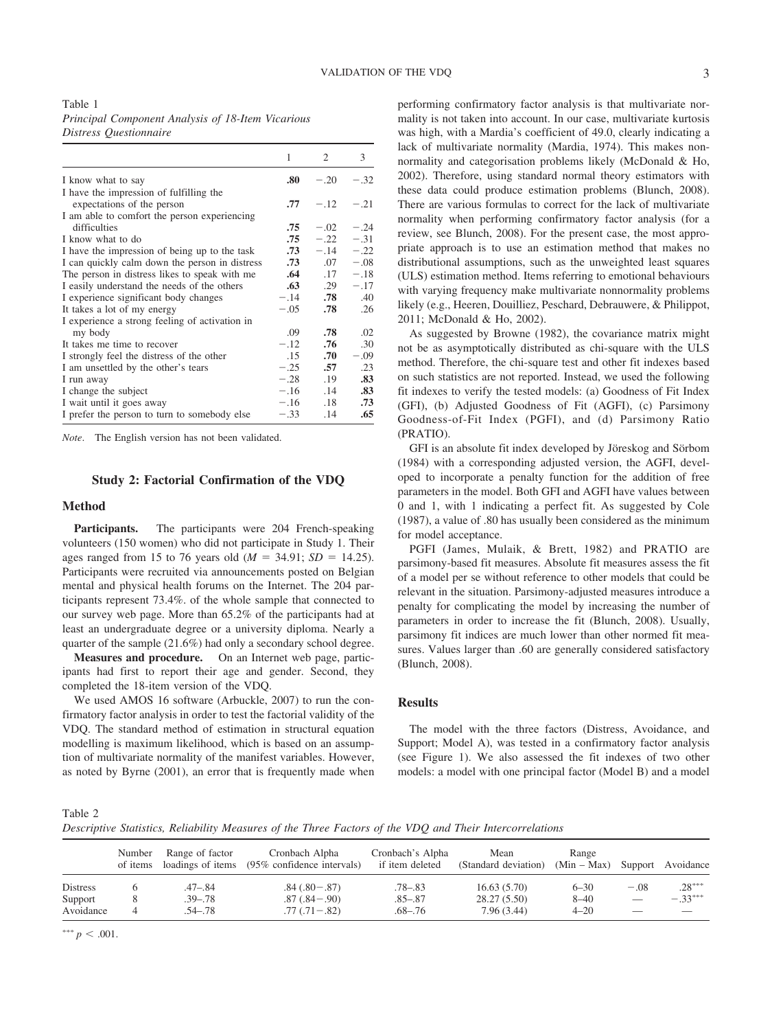Table 1
*Principal Component Analysis of 18-Item Vicarious Distress Questionnaire*

| | 1 | 2 | 3 |
|---|---|---|---|
| I know what to say | **.80** | −.20 | −.32 |
| I have the impression of fulfilling the expectations of the person | **.77** | −.12 | −.21 |
| I am able to comfort the person experiencing difficulties | **.75** | −.02 | −.24 |
| I know what to do | **.75** | −.22 | −.31 |
| I have the impression of being up to the task | **.73** | −.14 | −.22 |
| I can quickly calm down the person in distress | **.73** | .07 | −.08 |
| The person in distress likes to speak with me | **.64** | .17 | −.18 |
| I easily understand the needs of the others | **.63** | .29 | −.17 |
| I experience significant body changes | −.14 | **.78** | .40 |
| It takes a lot of my energy | −.05 | **.78** | .26 |
| I experience a strong feeling of activation in my body | .09 | **.78** | .02 |
| It takes me time to recover | −.12 | **.76** | .30 |
| I strongly feel the distress of the other | .15 | **.70** | −.09 |
| I am unsettled by the other's tears | −.25 | **.57** | .23 |
| I run away | −.28 | .19 | **.83** |
| I change the subject | −.16 | .14 | **.83** |
| I wait until it goes away | −.16 | .18 | **.73** |
| I prefer the person to turn to somebody else | −.33 | .14 | **.65** |

*Note*. The English version has not been validated.

## Study 2: Factorial Confirmation of the VDQ

### Method

**Participants.** The participants were 204 French-speaking volunteers (150 women) who did not participate in Study 1. Their ages ranged from 15 to 76 years old ($M = 34.91$; $SD = 14.25$). Participants were recruited via announcements posted on Belgian mental and physical health forums on the Internet. The 204 participants represent 73.4%. of the whole sample that connected to our survey web page. More than 65.2% of the participants had at least an undergraduate degree or a university diploma. Nearly a quarter of the sample (21.6%) had only a secondary school degree.

**Measures and procedure.** On an Internet web page, participants had first to report their age and gender. Second, they completed the 18-item version of the VDQ.

We used AMOS 16 software (Arbuckle, 2007) to run the confirmatory factor analysis in order to test the factorial validity of the VDQ. The standard method of estimation in structural equation modelling is maximum likelihood, which is based on an assumption of multivariate normality of the manifest variables. However, as noted by Byrne (2001), an error that is frequently made when performing confirmatory factor analysis is that multivariate normality is not taken into account. In our case, multivariate kurtosis was high, with a Mardia's coefficient of 49.0, clearly indicating a lack of multivariate normality (Mardia, 1974). This makes nonnormality and categorisation problems likely (McDonald & Ho, 2002). Therefore, using standard normal theory estimators with these data could produce estimation problems (Blunch, 2008). There are various formulas to correct for the lack of multivariate normality when performing confirmatory factor analysis (for a review, see Blunch, 2008). For the present case, the most appropriate approach is to use an estimation method that makes no distributional assumptions, such as the unweighted least squares (ULS) estimation method. Items referring to emotional behaviours with varying frequency make multivariate nonnormality problems likely (e.g., Heeren, Douilliez, Peschard, Debrauwere, & Philippot, 2011; McDonald & Ho, 2002).

As suggested by Browne (1982), the covariance matrix might not be as asymptotically distributed as chi-square with the ULS method. Therefore, the chi-square test and other fit indexes based on such statistics are not reported. Instead, we used the following fit indexes to verify the tested models: (a) Goodness of Fit Index (GFI), (b) Adjusted Goodness of Fit (AGFI), (c) Parsimony Goodness-of-Fit Index (PGFI), and (d) Parsimony Ratio (PRATIO).

GFI is an absolute fit index developed by Jöreskog and Sörbom (1984) with a corresponding adjusted version, the AGFI, developed to incorporate a penalty function for the addition of free parameters in the model. Both GFI and AGFI have values between 0 and 1, with 1 indicating a perfect fit. As suggested by Cole (1987), a value of .80 has usually been considered as the minimum for model acceptance.

PGFI (James, Mulaik, & Brett, 1982) and PRATIO are parsimony-based fit measures. Absolute fit measures assess the fit of a model per se without reference to other models that could be relevant in the situation. Parsimony-adjusted measures introduce a penalty for complicating the model by increasing the number of parameters in order to increase the fit (Blunch, 2008). Usually, parsimony fit indices are much lower than other normed fit measures. Values larger than .60 are generally considered satisfactory (Blunch, 2008).

### Results

The model with the three factors (Distress, Avoidance, and Support; Model A), was tested in a confirmatory factor analysis (see Figure 1). We also assessed the fit indexes of two other models: a model with one principal factor (Model B) and a model

Table 2
*Descriptive Statistics, Reliability Measures of the Three Factors of the VDQ and Their Intercorrelations*

| | Number of items | Range of factor loadings of items | Cronbach Alpha (95% confidence intervals) | Cronbach's Alpha if item deleted | Mean (Standard deviation) | Range (Min – Max) | Support | Avoidance |
|---|---|---|---|---|---|---|---|---|
| Distress | 6 | .47–.84 | .84 (.80−.87) | .78–.83 | 16.63 (5.70) | 6–30 | −.08 | .28*** |
| Support | 8 | .39–.78 | .87 (.84−.90) | .85–.87 | 28.27 (5.50) | 8–40 | — | −.33*** |
| Avoidance | 4 | .54–.78 | .77 (.71−.82) | .68–.76 | 7.96 (3.44) | 4–20 | — | — |

*** $p < .001$.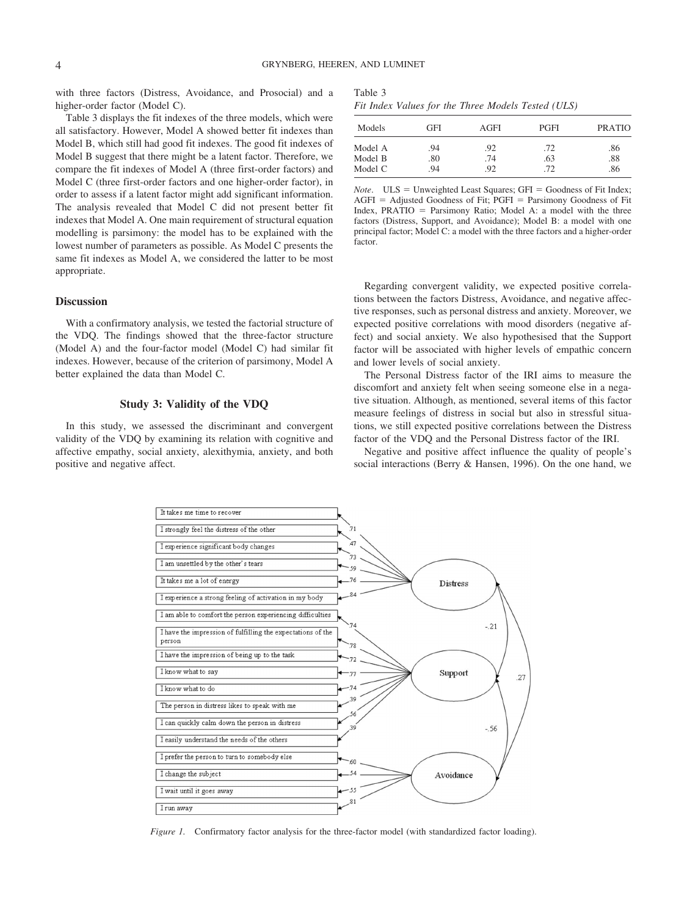with three factors (Distress, Avoidance, and Prosocial) and a higher-order factor (Model C).

Table 3 displays the fit indexes of the three models, which were all satisfactory. However, Model A showed better fit indexes than Model B, which still had good fit indexes. The good fit indexes of Model B suggest that there might be a latent factor. Therefore, we compare the fit indexes of Model A (three first-order factors) and Model C (three first-order factors and one higher-order factor), in order to assess if a latent factor might add significant information. The analysis revealed that Model C did not present better fit indexes that Model A. One main requirement of structural equation modelling is parsimony: the model has to be explained with the lowest number of parameters as possible. As Model C presents the same fit indexes as Model A, we considered the latter to be most appropriate.

Table 3
*Fit Index Values for the Three Models Tested (ULS)*

| Models | GFI | AGFI | PGFI | PRATIO |
|---|---|---|---|---|
| Model A | .94 | .92 | .72 | .86 |
| Model B | .80 | .74 | .63 | .88 |
| Model C | .94 | .92 | .72 | .86 |

*Note*. ULS = Unweighted Least Squares; GFI = Goodness of Fit Index; AGFI = Adjusted Goodness of Fit; PGFI = Parsimony Goodness of Fit Index, PRATIO = Parsimony Ratio; Model A: a model with the three factors (Distress, Support, and Avoidance); Model B: a model with one principal factor; Model C: a model with the three factors and a higher-order factor.

## Discussion

With a confirmatory analysis, we tested the factorial structure of the VDQ. The findings showed that the three-factor structure (Model A) and the four-factor model (Model C) had similar fit indexes. However, because of the criterion of parsimony, Model A better explained the data than Model C.

## Study 3: Validity of the VDQ

In this study, we assessed the discriminant and convergent validity of the VDQ by examining its relation with cognitive and affective empathy, social anxiety, alexithymia, anxiety, and both positive and negative affect.

Regarding convergent validity, we expected positive correlations between the factors Distress, Avoidance, and negative affective responses, such as personal distress and anxiety. Moreover, we expected positive correlations with mood disorders (negative affect) and social anxiety. We also hypothesised that the Support factor will be associated with higher levels of empathic concern and lower levels of social anxiety.

The Personal Distress factor of the IRI aims to measure the discomfort and anxiety felt when seeing someone else in a negative situation. Although, as mentioned, several items of this factor measure feelings of distress in social but also in stressful situations, we still expected positive correlations between the Distress factor of the VDQ and the Personal Distress factor of the IRI.

Negative and positive affect influence the quality of people's social interactions (Berry & Hansen, 1996). On the one hand, we

*Figure 1.* Confirmatory factor analysis for the three-factor model (with standardized factor loading).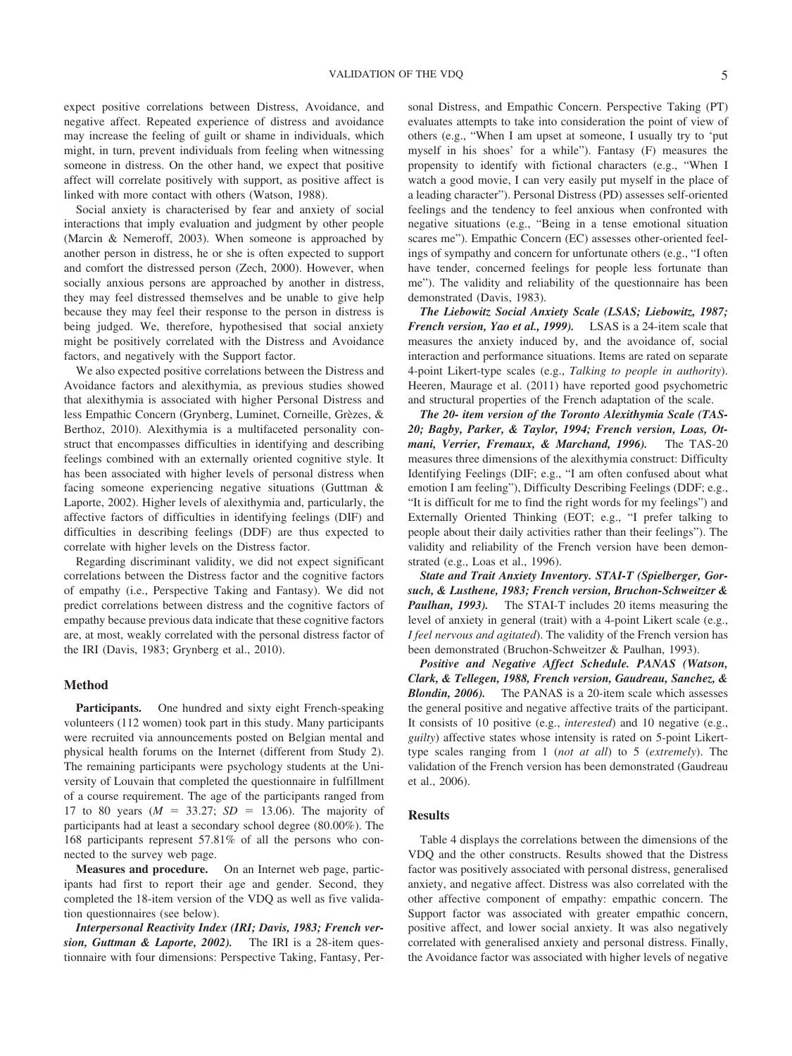expect positive correlations between Distress, Avoidance, and negative affect. Repeated experience of distress and avoidance may increase the feeling of guilt or shame in individuals, which might, in turn, prevent individuals from feeling when witnessing someone in distress. On the other hand, we expect that positive affect will correlate positively with support, as positive affect is linked with more contact with others (Watson, 1988).

Social anxiety is characterised by fear and anxiety of social interactions that imply evaluation and judgment by other people (Marcin & Nemeroff, 2003). When someone is approached by another person in distress, he or she is often expected to support and comfort the distressed person (Zech, 2000). However, when socially anxious persons are approached by another in distress, they may feel distressed themselves and be unable to give help because they may feel their response to the person in distress is being judged. We, therefore, hypothesised that social anxiety might be positively correlated with the Distress and Avoidance factors, and negatively with the Support factor.

We also expected positive correlations between the Distress and Avoidance factors and alexithymia, as previous studies showed that alexithymia is associated with higher Personal Distress and less Empathic Concern (Grynberg, Luminet, Corneille, Grèzes, & Berthoz, 2010). Alexithymia is a multifaceted personality construct that encompasses difficulties in identifying and describing feelings combined with an externally oriented cognitive style. It has been associated with higher levels of personal distress when facing someone experiencing negative situations (Guttman & Laporte, 2002). Higher levels of alexithymia and, particularly, the affective factors of difficulties in identifying feelings (DIF) and difficulties in describing feelings (DDF) are thus expected to correlate with higher levels on the Distress factor.

Regarding discriminant validity, we did not expect significant correlations between the Distress factor and the cognitive factors of empathy (i.e., Perspective Taking and Fantasy). We did not predict correlations between distress and the cognitive factors of empathy because previous data indicate that these cognitive factors are, at most, weakly correlated with the personal distress factor of the IRI (Davis, 1983; Grynberg et al., 2010).

## Method

**Participants.** One hundred and sixty eight French-speaking volunteers (112 women) took part in this study. Many participants were recruited via announcements posted on Belgian mental and physical health forums on the Internet (different from Study 2). The remaining participants were psychology students at the University of Louvain that completed the questionnaire in fulfillment of a course requirement. The age of the participants ranged from 17 to 80 years ($M = 33.27$; $SD = 13.06$). The majority of participants had at least a secondary school degree (80.00%). The 168 participants represent 57.81% of all the persons who connected to the survey web page.

**Measures and procedure.** On an Internet web page, participants had first to report their age and gender. Second, they completed the 18-item version of the VDQ as well as five validation questionnaires (see below).

***Interpersonal Reactivity Index (IRI; Davis, 1983; French version, Guttman & Laporte, 2002).*** The IRI is a 28-item questionnaire with four dimensions: Perspective Taking, Fantasy, Personal Distress, and Empathic Concern. Perspective Taking (PT) evaluates attempts to take into consideration the point of view of others (e.g., "When I am upset at someone, I usually try to 'put myself in his shoes' for a while"). Fantasy (F) measures the propensity to identify with fictional characters (e.g., "When I watch a good movie, I can very easily put myself in the place of a leading character"). Personal Distress (PD) assesses self-oriented feelings and the tendency to feel anxious when confronted with negative situations (e.g., "Being in a tense emotional situation scares me"). Empathic Concern (EC) assesses other-oriented feelings of sympathy and concern for unfortunate others (e.g., "I often have tender, concerned feelings for people less fortunate than me"). The validity and reliability of the questionnaire has been demonstrated (Davis, 1983).

***The Liebowitz Social Anxiety Scale (LSAS; Liebowitz, 1987; French version, Yao et al., 1999).*** LSAS is a 24-item scale that measures the anxiety induced by, and the avoidance of, social interaction and performance situations. Items are rated on separate 4-point Likert-type scales (e.g., *Talking to people in authority*). Heeren, Maurage et al. (2011) have reported good psychometric and structural properties of the French adaptation of the scale.

***The 20- item version of the Toronto Alexithymia Scale (TAS-20; Bagby, Parker, & Taylor, 1994; French version, Loas, Otmani, Verrier, Fremaux, & Marchand, 1996).*** The TAS-20 measures three dimensions of the alexithymia construct: Difficulty Identifying Feelings (DIF; e.g., "I am often confused about what emotion I am feeling"), Difficulty Describing Feelings (DDF; e.g., "It is difficult for me to find the right words for my feelings") and Externally Oriented Thinking (EOT; e.g., "I prefer talking to people about their daily activities rather than their feelings"). The validity and reliability of the French version have been demonstrated (e.g., Loas et al., 1996).

***State and Trait Anxiety Inventory. STAI-T (Spielberger, Gorsuch, & Lusthene, 1983; French version, Bruchon-Schweitzer & Paulhan, 1993).*** The STAI-T includes 20 items measuring the level of anxiety in general (trait) with a 4-point Likert scale (e.g., *I feel nervous and agitated*). The validity of the French version has been demonstrated (Bruchon-Schweitzer & Paulhan, 1993).

***Positive and Negative Affect Schedule. PANAS (Watson, Clark, & Tellegen, 1988, French version, Gaudreau, Sanchez, & Blondin, 2006).*** The PANAS is a 20-item scale which assesses the general positive and negative affective traits of the participant. It consists of 10 positive (e.g., *interested*) and 10 negative (e.g., *guilty*) affective states whose intensity is rated on 5-point Likert-type scales ranging from 1 (*not at all*) to 5 (*extremely*). The validation of the French version has been demonstrated (Gaudreau et al., 2006).

## Results

Table 4 displays the correlations between the dimensions of the VDQ and the other constructs. Results showed that the Distress factor was positively associated with personal distress, generalised anxiety, and negative affect. Distress was also correlated with the other affective component of empathy: empathic concern. The Support factor was associated with greater empathic concern, positive affect, and lower social anxiety. It was also negatively correlated with generalised anxiety and personal distress. Finally, the Avoidance factor was associated with higher levels of negative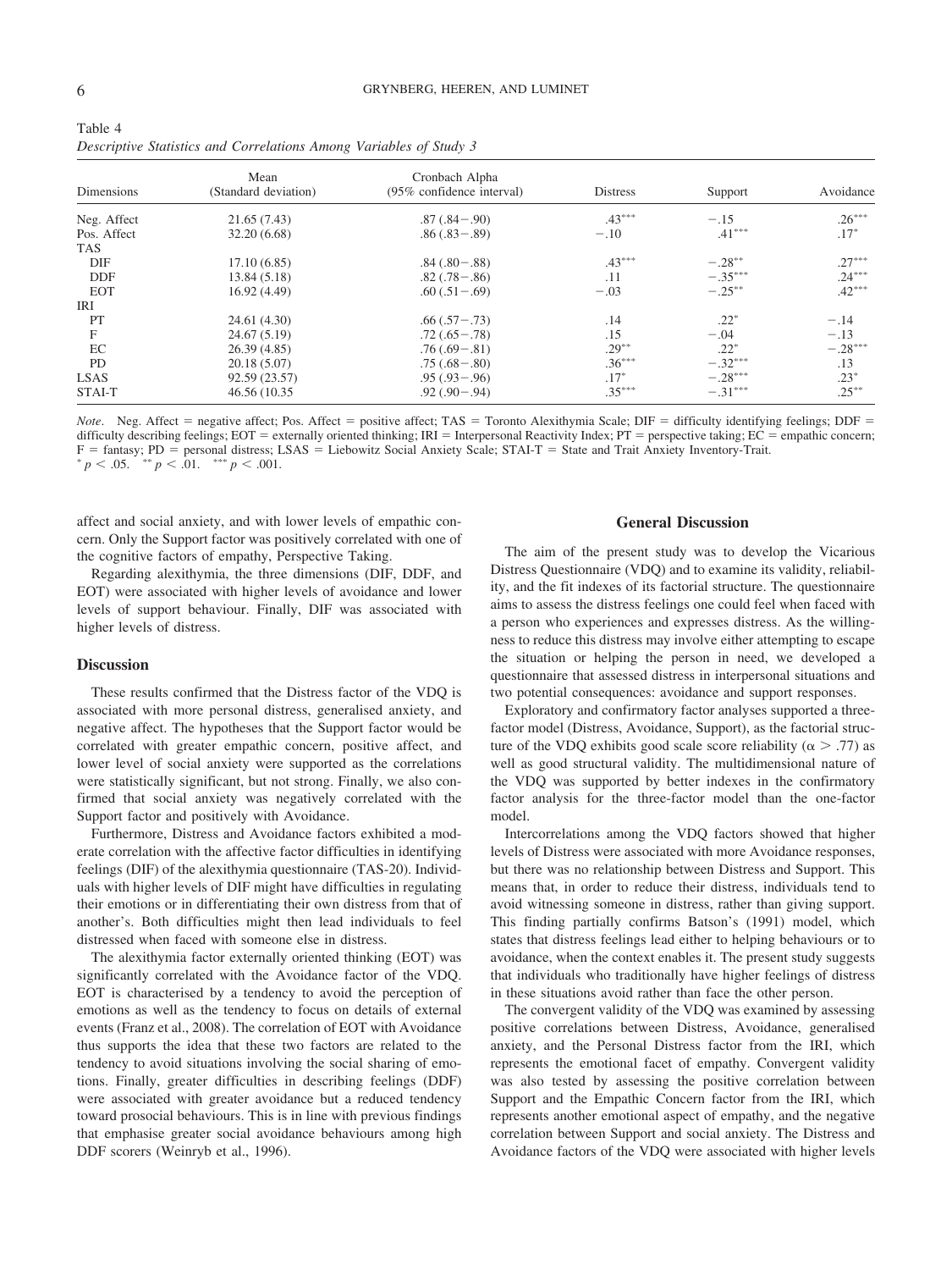Table 4
*Descriptive Statistics and Correlations Among Variables of Study 3*

| Dimensions | Mean (Standard deviation) | Cronbach Alpha (95% confidence interval) | Distress | Support | Avoidance |
|---|---|---|---|---|---|
| Neg. Affect | 21.65 (7.43) | .87 (.84−.90) | .43*** | −.15 | .26*** |
| Pos. Affect | 32.20 (6.68) | .86 (.83−.89) | −.10 | .41*** | .17* |
| TAS | | | | | |
| DIF | 17.10 (6.85) | .84 (.80−.88) | .43*** | −.28** | .27*** |
| DDF | 13.84 (5.18) | .82 (.78−.86) | .11 | −.35*** | .24*** |
| EOT | 16.92 (4.49) | .60 (.51−.69) | −.03 | −.25** | .42*** |
| IRI | | | | | |
| PT | 24.61 (4.30) | .66 (.57−.73) | .14 | .22* | −.14 |
| F | 24.67 (5.19) | .72 (.65−.78) | .15 | −.04 | −.13 |
| EC | 26.39 (4.85) | .76 (.69−.81) | .29** | .22* | −.28*** |
| PD | 20.18 (5.07) | .75 (.68−.80) | .36*** | −.32*** | .13 |
| LSAS | 92.59 (23.57) | .95 (.93−.96) | .17* | −.28*** | .23* |
| STAI-T | 46.56 (10.35 | .92 (.90−.94) | .35*** | −.31*** | .25** |

*Note*. Neg. Affect = negative affect; Pos. Affect = positive affect; TAS = Toronto Alexithymia Scale; DIF = difficulty identifying feelings; DDF = difficulty describing feelings; EOT = externally oriented thinking; IRI = Interpersonal Reactivity Index; PT = perspective taking; EC = empathic concern; F = fantasy; PD = personal distress; LSAS = Liebowitz Social Anxiety Scale; STAI-T = State and Trait Anxiety Inventory-Trait.
* $p < .05$. ** $p < .01$. *** $p < .001$.

affect and social anxiety, and with lower levels of empathic concern. Only the Support factor was positively correlated with one of the cognitive factors of empathy, Perspective Taking.

Regarding alexithymia, the three dimensions (DIF, DDF, and EOT) were associated with higher levels of avoidance and lower levels of support behaviour. Finally, DIF was associated with higher levels of distress.

## Discussion

These results confirmed that the Distress factor of the VDQ is associated with more personal distress, generalised anxiety, and negative affect. The hypotheses that the Support factor would be correlated with greater empathic concern, positive affect, and lower level of social anxiety were supported as the correlations were statistically significant, but not strong. Finally, we also confirmed that social anxiety was negatively correlated with the Support factor and positively with Avoidance.

Furthermore, Distress and Avoidance factors exhibited a moderate correlation with the affective factor difficulties in identifying feelings (DIF) of the alexithymia questionnaire (TAS-20). Individuals with higher levels of DIF might have difficulties in regulating their emotions or in differentiating their own distress from that of another's. Both difficulties might then lead individuals to feel distressed when faced with someone else in distress.

The alexithymia factor externally oriented thinking (EOT) was significantly correlated with the Avoidance factor of the VDQ. EOT is characterised by a tendency to avoid the perception of emotions as well as the tendency to focus on details of external events (Franz et al., 2008). The correlation of EOT with Avoidance thus supports the idea that these two factors are related to the tendency to avoid situations involving the social sharing of emotions. Finally, greater difficulties in describing feelings (DDF) were associated with greater avoidance but a reduced tendency toward prosocial behaviours. This is in line with previous findings that emphasise greater social avoidance behaviours among high DDF scorers (Weinryb et al., 1996).

# General Discussion

The aim of the present study was to develop the Vicarious Distress Questionnaire (VDQ) and to examine its validity, reliability, and the fit indexes of its factorial structure. The questionnaire aims to assess the distress feelings one could feel when faced with a person who experiences and expresses distress. As the willingness to reduce this distress may involve either attempting to escape the situation or helping the person in need, we developed a questionnaire that assessed distress in interpersonal situations and two potential consequences: avoidance and support responses.

Exploratory and confirmatory factor analyses supported a three-factor model (Distress, Avoidance, Support), as the factorial structure of the VDQ exhibits good scale score reliability ($\alpha > .77$) as well as good structural validity. The multidimensional nature of the VDQ was supported by better indexes in the confirmatory factor analysis for the three-factor model than the one-factor model.

Intercorrelations among the VDQ factors showed that higher levels of Distress were associated with more Avoidance responses, but there was no relationship between Distress and Support. This means that, in order to reduce their distress, individuals tend to avoid witnessing someone in distress, rather than giving support. This finding partially confirms Batson's (1991) model, which states that distress feelings lead either to helping behaviours or to avoidance, when the context enables it. The present study suggests that individuals who traditionally have higher feelings of distress in these situations avoid rather than face the other person.

The convergent validity of the VDQ was examined by assessing positive correlations between Distress, Avoidance, generalised anxiety, and the Personal Distress factor from the IRI, which represents the emotional facet of empathy. Convergent validity was also tested by assessing the positive correlation between Support and the Empathic Concern factor from the IRI, which represents another emotional aspect of empathy, and the negative correlation between Support and social anxiety. The Distress and Avoidance factors of the VDQ were associated with higher levels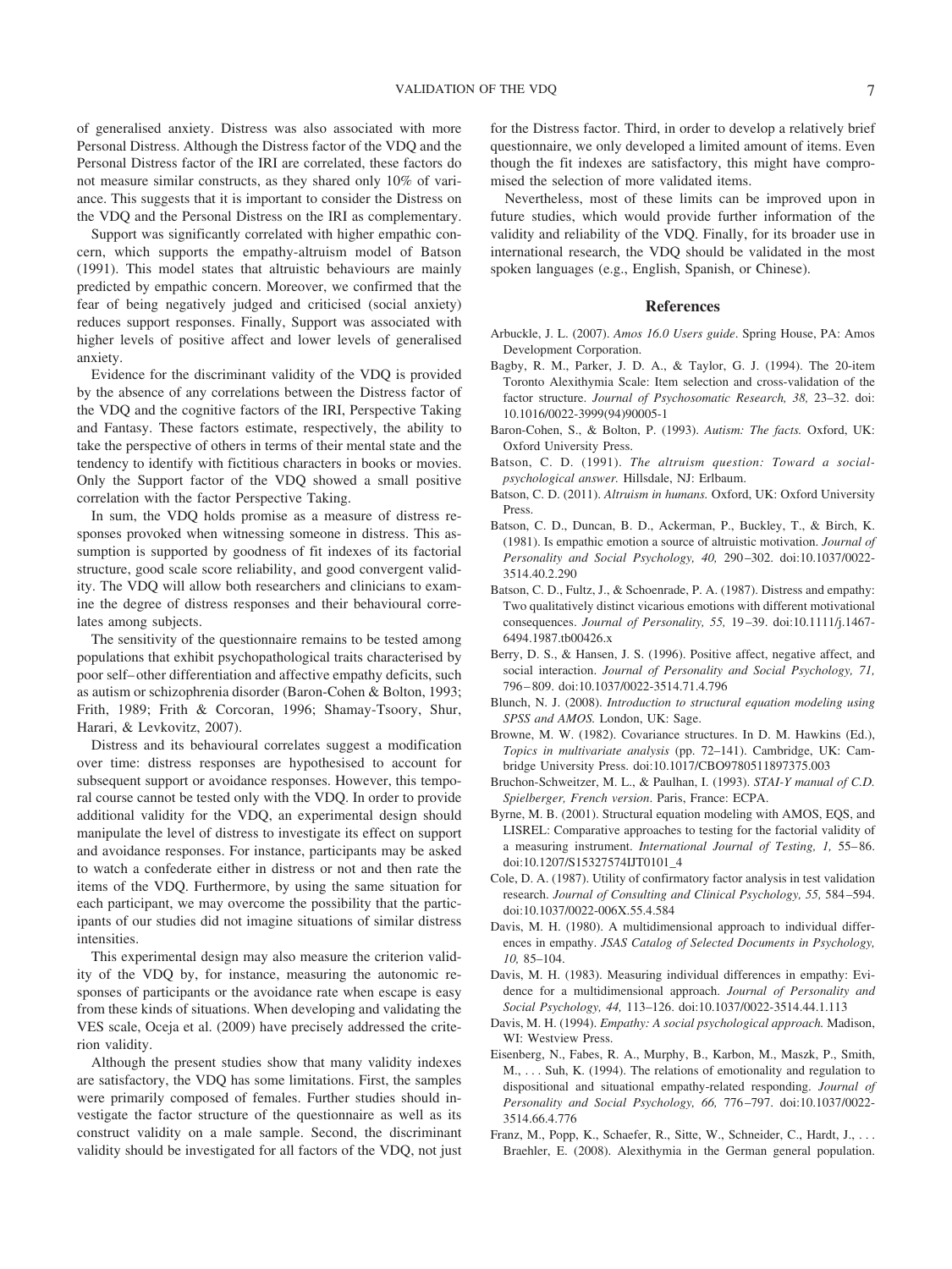of generalised anxiety. Distress was also associated with more Personal Distress. Although the Distress factor of the VDQ and the Personal Distress factor of the IRI are correlated, these factors do not measure similar constructs, as they shared only 10% of variance. This suggests that it is important to consider the Distress on the VDQ and the Personal Distress on the IRI as complementary.

Support was significantly correlated with higher empathic concern, which supports the empathy-altruism model of Batson (1991). This model states that altruistic behaviours are mainly predicted by empathic concern. Moreover, we confirmed that the fear of being negatively judged and criticised (social anxiety) reduces support responses. Finally, Support was associated with higher levels of positive affect and lower levels of generalised anxiety.

Evidence for the discriminant validity of the VDQ is provided by the absence of any correlations between the Distress factor of the VDQ and the cognitive factors of the IRI, Perspective Taking and Fantasy. These factors estimate, respectively, the ability to take the perspective of others in terms of their mental state and the tendency to identify with fictitious characters in books or movies. Only the Support factor of the VDQ showed a small positive correlation with the factor Perspective Taking.

In sum, the VDQ holds promise as a measure of distress responses provoked when witnessing someone in distress. This assumption is supported by goodness of fit indexes of its factorial structure, good scale score reliability, and good convergent validity. The VDQ will allow both researchers and clinicians to examine the degree of distress responses and their behavioural correlates among subjects.

The sensitivity of the questionnaire remains to be tested among populations that exhibit psychopathological traits characterised by poor self–other differentiation and affective empathy deficits, such as autism or schizophrenia disorder (Baron-Cohen & Bolton, 1993; Frith, 1989; Frith & Corcoran, 1996; Shamay-Tsoory, Shur, Harari, & Levkovitz, 2007).

Distress and its behavioural correlates suggest a modification over time: distress responses are hypothesised to account for subsequent support or avoidance responses. However, this temporal course cannot be tested only with the VDQ. In order to provide additional validity for the VDQ, an experimental design should manipulate the level of distress to investigate its effect on support and avoidance responses. For instance, participants may be asked to watch a confederate either in distress or not and then rate the items of the VDQ. Furthermore, by using the same situation for each participant, we may overcome the possibility that the participants of our studies did not imagine situations of similar distress intensities.

This experimental design may also measure the criterion validity of the VDQ by, for instance, measuring the autonomic responses of participants or the avoidance rate when escape is easy from these kinds of situations. When developing and validating the VES scale, Oceja et al. (2009) have precisely addressed the criterion validity.

Although the present studies show that many validity indexes are satisfactory, the VDQ has some limitations. First, the samples were primarily composed of females. Further studies should investigate the factor structure of the questionnaire as well as its construct validity on a male sample. Second, the discriminant validity should be investigated for all factors of the VDQ, not just for the Distress factor. Third, in order to develop a relatively brief questionnaire, we only developed a limited amount of items. Even though the fit indexes are satisfactory, this might have compromised the selection of more validated items.

Nevertheless, most of these limits can be improved upon in future studies, which would provide further information of the validity and reliability of the VDQ. Finally, for its broader use in international research, the VDQ should be validated in the most spoken languages (e.g., English, Spanish, or Chinese).

## References

Arbuckle, J. L. (2007). *Amos 16.0 Users guide*. Spring House, PA: Amos Development Corporation.

Bagby, R. M., Parker, J. D. A., & Taylor, G. J. (1994). The 20-item Toronto Alexithymia Scale: Item selection and cross-validation of the factor structure. *Journal of Psychosomatic Research, 38,* 23–32. doi: 10.1016/0022-3999(94)90005-1

Baron-Cohen, S., & Bolton, P. (1993). *Autism: The facts.* Oxford, UK: Oxford University Press.

Batson, C. D. (1991). *The altruism question: Toward a social-psychological answer.* Hillsdale, NJ: Erlbaum.

Batson, C. D. (2011). *Altruism in humans.* Oxford, UK: Oxford University Press.

Batson, C. D., Duncan, B. D., Ackerman, P., Buckley, T., & Birch, K. (1981). Is empathic emotion a source of altruistic motivation. *Journal of Personality and Social Psychology, 40,* 290–302. doi:10.1037/0022-3514.40.2.290

Batson, C. D., Fultz, J., & Schoenrade, P. A. (1987). Distress and empathy: Two qualitatively distinct vicarious emotions with different motivational consequences. *Journal of Personality, 55,* 19–39. doi:10.1111/j.1467-6494.1987.tb00426.x

Berry, D. S., & Hansen, J. S. (1996). Positive affect, negative affect, and social interaction. *Journal of Personality and Social Psychology, 71,* 796–809. doi:10.1037/0022-3514.71.4.796

Blunch, N. J. (2008). *Introduction to structural equation modeling using SPSS and AMOS.* London, UK: Sage.

Browne, M. W. (1982). Covariance structures. In D. M. Hawkins (Ed.), *Topics in multivariate analysis* (pp. 72–141). Cambridge, UK: Cambridge University Press. doi:10.1017/CBO9780511897375.003

Bruchon-Schweitzer, M. L., & Paulhan, I. (1993). *STAI-Y manual of C.D. Spielberger, French version*. Paris, France: ECPA.

Byrne, M. B. (2001). Structural equation modeling with AMOS, EQS, and LISREL: Comparative approaches to testing for the factorial validity of a measuring instrument. *International Journal of Testing, 1,* 55–86. doi:10.1207/S15327574IJT0101_4

Cole, D. A. (1987). Utility of confirmatory factor analysis in test validation research. *Journal of Consulting and Clinical Psychology, 55,* 584–594. doi:10.1037/0022-006X.55.4.584

Davis, M. H. (1980). A multidimensional approach to individual differences in empathy. *JSAS Catalog of Selected Documents in Psychology, 10,* 85–104.

Davis, M. H. (1983). Measuring individual differences in empathy: Evidence for a multidimensional approach. *Journal of Personality and Social Psychology, 44,* 113–126. doi:10.1037/0022-3514.44.1.113

Davis, M. H. (1994). *Empathy: A social psychological approach.* Madison, WI: Westview Press.

Eisenberg, N., Fabes, R. A., Murphy, B., Karbon, M., Maszk, P., Smith, M., . . . Suh, K. (1994). The relations of emotionality and regulation to dispositional and situational empathy-related responding. *Journal of Personality and Social Psychology, 66,* 776–797. doi:10.1037/0022-3514.66.4.776

Franz, M., Popp, K., Schaefer, R., Sitte, W., Schneider, C., Hardt, J., . . . Braehler, E. (2008). Alexithymia in the German general population.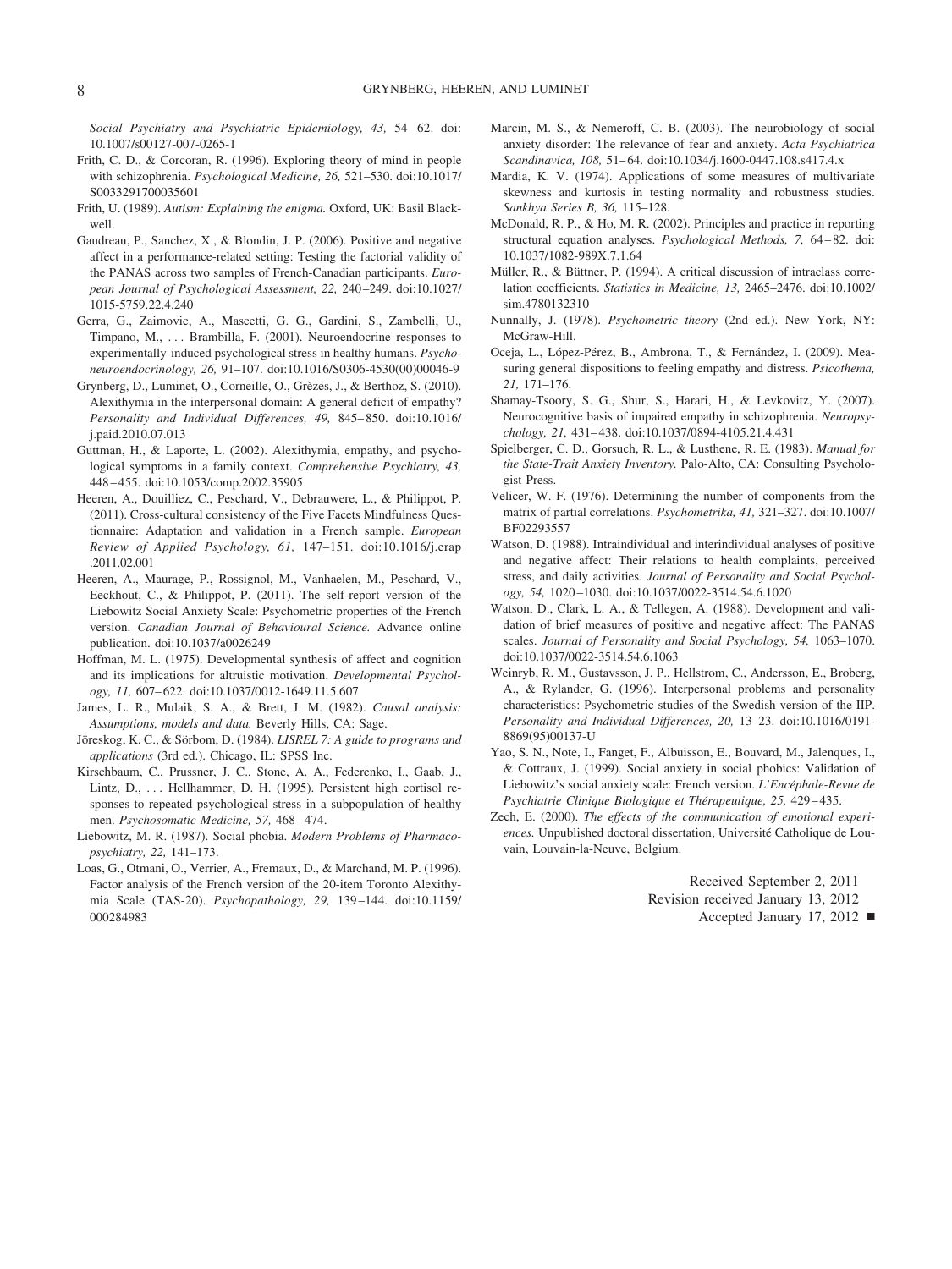*Social Psychiatry and Psychiatric Epidemiology, 43,* 54–62. doi: 10.1007/s00127-007-0265-1

Frith, C. D., & Corcoran, R. (1996). Exploring theory of mind in people with schizophrenia. *Psychological Medicine, 26,* 521–530. doi:10.1017/S0033291700035601

Frith, U. (1989). *Autism: Explaining the enigma.* Oxford, UK: Basil Blackwell.

Gaudreau, P., Sanchez, X., & Blondin, J. P. (2006). Positive and negative affect in a performance-related setting: Testing the factorial validity of the PANAS across two samples of French-Canadian participants. *European Journal of Psychological Assessment, 22,* 240–249. doi:10.1027/1015-5759.22.4.240

Gerra, G., Zaimovic, A., Mascetti, G. G., Gardini, S., Zambelli, U., Timpano, M., . . . Brambilla, F. (2001). Neuroendocrine responses to experimentally-induced psychological stress in healthy humans. *Psychoneuroendocrinology, 26,* 91–107. doi:10.1016/S0306-4530(00)00046-9

Grynberg, D., Luminet, O., Corneille, O., Grèzes, J., & Berthoz, S. (2010). Alexithymia in the interpersonal domain: A general deficit of empathy? *Personality and Individual Differences, 49,* 845–850. doi:10.1016/j.paid.2010.07.013

Guttman, H., & Laporte, L. (2002). Alexithymia, empathy, and psychological symptoms in a family context. *Comprehensive Psychiatry, 43,* 448–455. doi:10.1053/comp.2002.35905

Heeren, A., Douilliez, C., Peschard, V., Debrauwere, L., & Philippot, P. (2011). Cross-cultural consistency of the Five Facets Mindfulness Questionnaire: Adaptation and validation in a French sample. *European Review of Applied Psychology, 61,* 147–151. doi:10.1016/j.erap.2011.02.001

Heeren, A., Maurage, P., Rossignol, M., Vanhaelen, M., Peschard, V., Eeckhout, C., & Philippot, P. (2011). The self-report version of the Liebowitz Social Anxiety Scale: Psychometric properties of the French version. *Canadian Journal of Behavioural Science.* Advance online publication. doi:10.1037/a0026249

Hoffman, M. L. (1975). Developmental synthesis of affect and cognition and its implications for altruistic motivation. *Developmental Psychology, 11,* 607–622. doi:10.1037/0012-1649.11.5.607

James, L. R., Mulaik, S. A., & Brett, J. M. (1982). *Causal analysis: Assumptions, models and data.* Beverly Hills, CA: Sage.

Jöreskog, K. C., & Sörbom, D. (1984). *LISREL 7: A guide to programs and applications* (3rd ed.). Chicago, IL: SPSS Inc.

Kirschbaum, C., Prussner, J. C., Stone, A. A., Federenko, I., Gaab, J., Lintz, D., . . . Hellhammer, D. H. (1995). Persistent high cortisol responses to repeated psychological stress in a subpopulation of healthy men. *Psychosomatic Medicine, 57,* 468–474.

Liebowitz, M. R. (1987). Social phobia. *Modern Problems of Pharmacopsychiatry, 22,* 141–173.

Loas, G., Otmani, O., Verrier, A., Fremaux, D., & Marchand, M. P. (1996). Factor analysis of the French version of the 20-item Toronto Alexithymia Scale (TAS-20). *Psychopathology, 29,* 139–144. doi:10.1159/000284983

Marcin, M. S., & Nemeroff, C. B. (2003). The neurobiology of social anxiety disorder: The relevance of fear and anxiety. *Acta Psychiatrica Scandinavica, 108,* 51–64. doi:10.1034/j.1600-0447.108.s417.4.x

Mardia, K. V. (1974). Applications of some measures of multivariate skewness and kurtosis in testing normality and robustness studies. *Sankhya Series B, 36,* 115–128.

McDonald, R. P., & Ho, M. R. (2002). Principles and practice in reporting structural equation analyses. *Psychological Methods, 7,* 64–82. doi:10.1037/1082-989X.7.1.64

Müller, R., & Büttner, P. (1994). A critical discussion of intraclass correlation coefficients. *Statistics in Medicine, 13,* 2465–2476. doi:10.1002/sim.4780132310

Nunnally, J. (1978). *Psychometric theory* (2nd ed.). New York, NY: McGraw-Hill.

Oceja, L., López-Pérez, B., Ambrona, T., & Fernández, I. (2009). Measuring general dispositions to feeling empathy and distress. *Psicothema, 21,* 171–176.

Shamay-Tsoory, S. G., Shur, S., Harari, H., & Levkovitz, Y. (2007). Neurocognitive basis of impaired empathy in schizophrenia. *Neuropsychology, 21,* 431–438. doi:10.1037/0894-4105.21.4.431

Spielberger, C. D., Gorsuch, R. L., & Lusthene, R. E. (1983). *Manual for the State-Trait Anxiety Inventory.* Palo-Alto, CA: Consulting Psychologist Press.

Velicer, W. F. (1976). Determining the number of components from the matrix of partial correlations. *Psychometrika, 41,* 321–327. doi:10.1007/BF02293557

Watson, D. (1988). Intraindividual and interindividual analyses of positive and negative affect: Their relations to health complaints, perceived stress, and daily activities. *Journal of Personality and Social Psychology, 54,* 1020–1030. doi:10.1037/0022-3514.54.6.1020

Watson, D., Clark, L. A., & Tellegen, A. (1988). Development and validation of brief measures of positive and negative affect: The PANAS scales. *Journal of Personality and Social Psychology, 54,* 1063–1070. doi:10.1037/0022-3514.54.6.1063

Weinryb, R. M., Gustavsson, J. P., Hellstrom, C., Andersson, E., Broberg, A., & Rylander, G. (1996). Interpersonal problems and personality characteristics: Psychometric studies of the Swedish version of the IIP. *Personality and Individual Differences, 20,* 13–23. doi:10.1016/0191-8869(95)00137-U

Yao, S. N., Note, I., Fanget, F., Albuisson, E., Bouvard, M., Jalenques, I., & Cottraux, J. (1999). Social anxiety in social phobics: Validation of Liebowitz's social anxiety scale: French version. *L'Encéphale-Revue de Psychiatrie Clinique Biologique et Thérapeutique, 25,* 429–435.

Zech, E. (2000). *The effects of the communication of emotional experiences.* Unpublished doctoral dissertation, Université Catholique de Louvain, Louvain-la-Neuve, Belgium.

Received September 2, 2011
Revision received January 13, 2012
Accepted January 17, 2012 ■